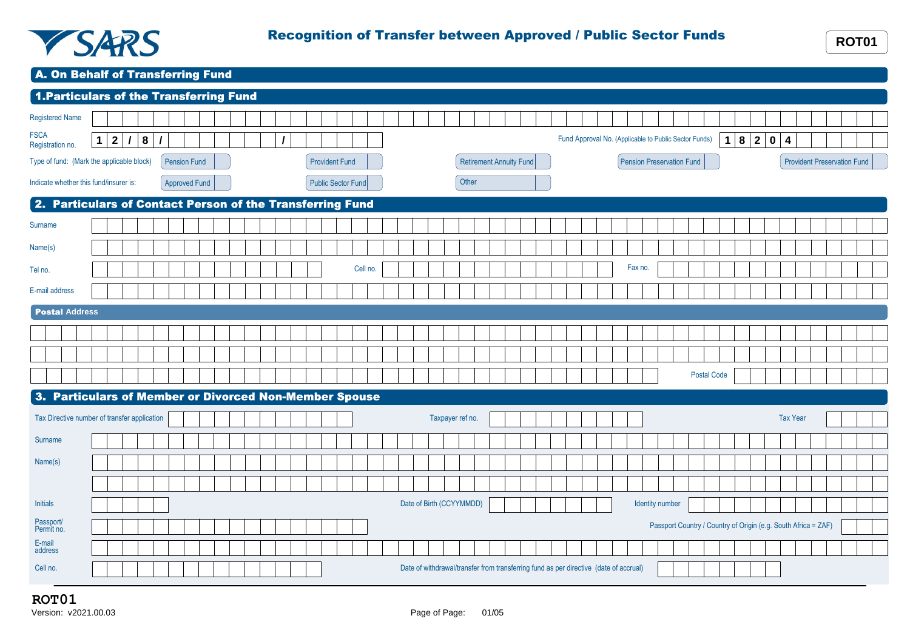SARS

# Recognition of Transfer between Approved / Public Sector Funds

**ROT01**

## A. On Behalf of Transferring Fund

## 1. Particulars of the Transferring Fund

Registered Name

FSCA Registration no. 1 2 / 8 / /

Fund Approval No. (Applicable to Public Sector Funds) 1 8 2 0 4

Type of fund: (Mark the applicable block)

- Pension Fund
- Provident Fund
- Retirement Annuity Fund
- Pension Preservation Fund
- Provident Preservation Fund

Indicate whether this fund/insurer is:

- Approved Fund
- Public Sector Fund
- Other

## 2. Particulars of Contact Person of the Transferring Fund

Surname

Name(s)

Tel no.

Cell no.

Fax no.

E-mail address

### Postal Address

Postal Code

## 3. Particulars of Member or Divorced Non-Member Spouse

Tax Directive number of transfer application

Taxpayer ref no.

Tax Year

Surname

Name(s)

Initials

Date of Birth (CCYYMMDD)

Identity number

Passport/ Permit no.

Passport Country / Country of Origin (e.g. South Africa = ZAF)

E-mail address

Cell no.

Date of withdrawal/transfer from transferring fund as per directive (date of accrual)

**ROT01**
Version: v2021.00.03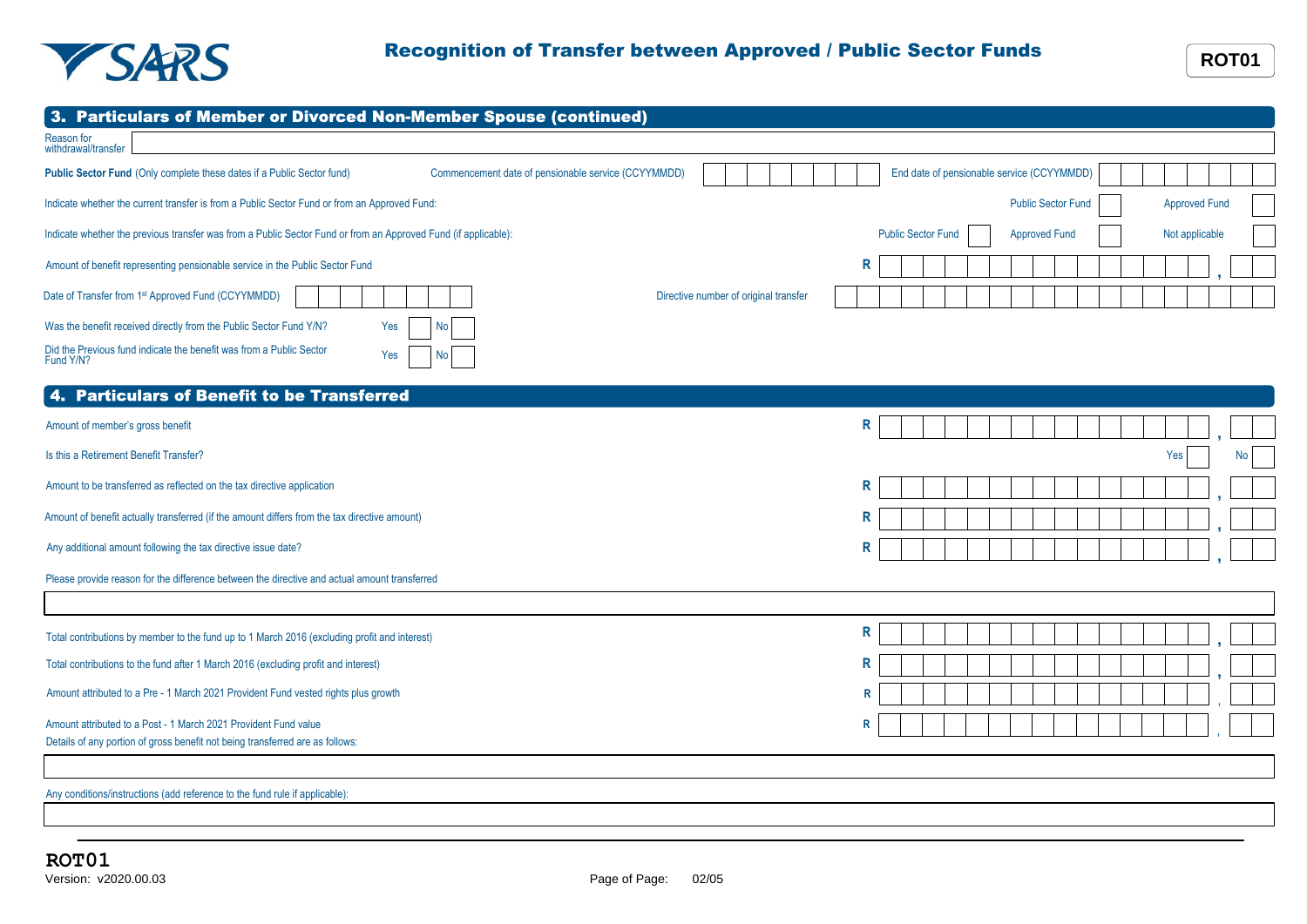# Recognition of Transfer between Approved / Public Sector Funds

**ROT01**

## 3. Particulars of Member or Divorced Non-Member Spouse (continued)

Reason for withdrawal/transfer

**Public Sector Fund** (Only complete these dates if a Public Sector fund) — Commencement date of pensionable service (CCYYMMDD) — End date of pensionable service (CCYYMMDD)

Indicate whether the current transfer is from a Public Sector Fund or from an Approved Fund: Public Sector Fund ☐ Approved Fund ☐

Indicate whether the previous transfer was from a Public Sector Fund or from an Approved Fund (if applicable): Public Sector Fund ☐ Approved Fund ☐ Not applicable ☐

Amount of benefit representing pensionable service in the Public Sector Fund R

Date of Transfer from 1st Approved Fund (CCYYMMDD) — Directive number of original transfer

Was the benefit received directly from the Public Sector Fund Y/N? Yes ☐ No ☐

Did the Previous fund indicate the benefit was from a Public Sector Fund Y/N? Yes ☐ No ☐

## 4. Particulars of Benefit to be Transferred

Amount of member's gross benefit R

Is this a Retirement Benefit Transfer? Yes ☐ No ☐

Amount to be transferred as reflected on the tax directive application R

Amount of benefit actually transferred (if the amount differs from the tax directive amount) R

Any additional amount following the tax directive issue date? R

Please provide reason for the difference between the directive and actual amount transferred

Total contributions by member to the fund up to 1 March 2016 (excluding profit and interest) R

Total contributions to the fund after 1 March 2016 (excluding profit and interest) R

Amount attributed to a Pre - 1 March 2021 Provident Fund vested rights plus growth R

Amount attributed to a Post - 1 March 2021 Provident Fund value R

Details of any portion of gross benefit not being transferred are as follows:

Any conditions/instructions (add reference to the fund rule if applicable):

**ROT01**
Version: v2020.00.03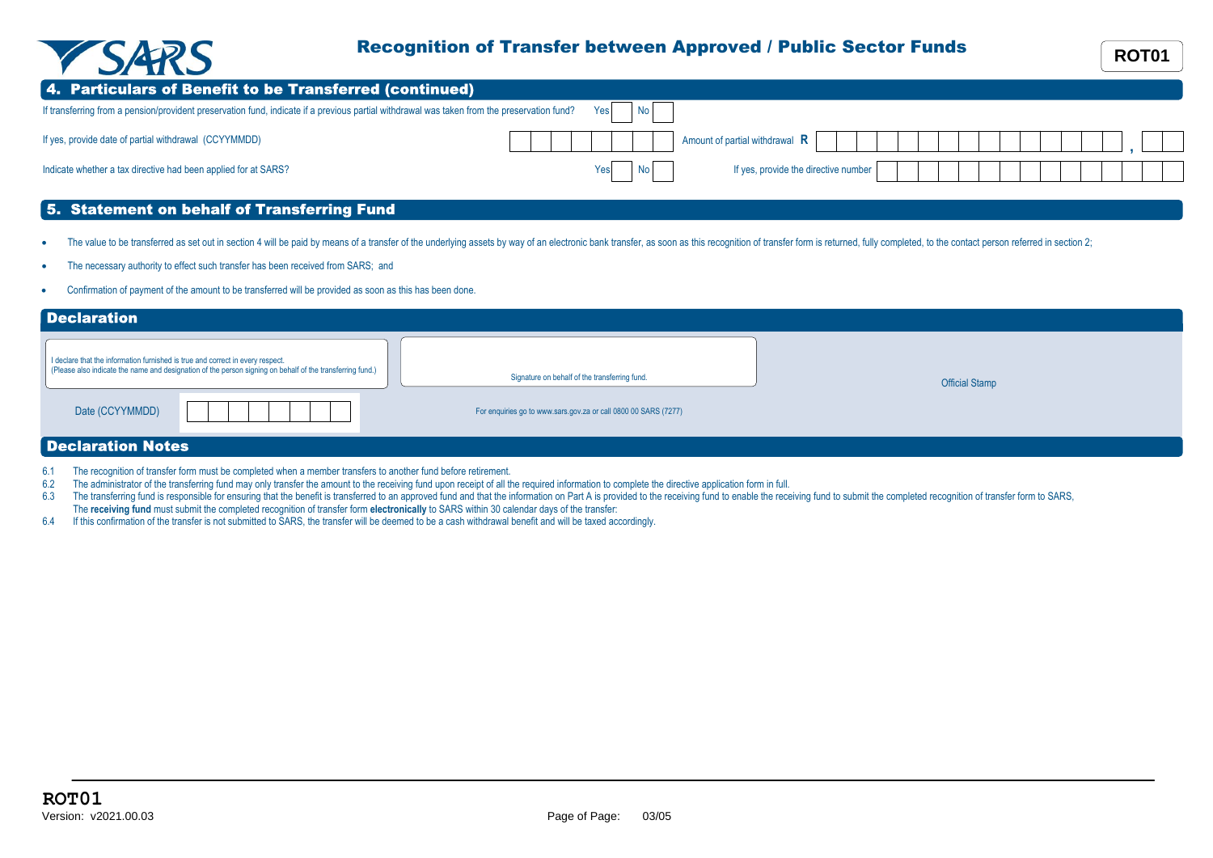# Recognition of Transfer between Approved / Public Sector Funds

**ROT01**

## 4. Particulars of Benefit to be Transferred (continued)

If transferring from a pension/provident preservation fund, indicate if a previous partial withdrawal was taken from the preservation fund? Yes [ ] No [ ]

If yes, provide date of partial withdrawal (CCYYMMDD) [ ] Amount of partial withdrawal **R** [ ] , [ ]

Indicate whether a tax directive had been applied for at SARS? Yes [ ] No [ ] If yes, provide the directive number [ ]

## 5. Statement on behalf of Transferring Fund

- The value to be transferred as set out in section 4 will be paid by means of a transfer of the underlying assets by way of an electronic bank transfer, as soon as this recognition of transfer form is returned, fully completed, to the contact person referred in section 2;
- The necessary authority to effect such transfer has been received from SARS; and
- Confirmation of payment of the amount to be transferred will be provided as soon as this has been done.

## Declaration

I declare that the information furnished is true and correct in every respect.
(Please also indicate the name and designation of the person signing on behalf of the transferring fund.)

Signature on behalf of the transferring fund.

Official Stamp

Date (CCYYMMDD) [ ]

For enquiries go to www.sars.gov.za or call 0800 00 SARS (7277)

## Declaration Notes

6.1 The recognition of transfer form must be completed when a member transfers to another fund before retirement.

6.2 The administrator of the transferring fund may only transfer the amount to the receiving fund upon receipt of all the required information to complete the directive application form in full.

6.3 The transferring fund is responsible for ensuring that the benefit is transferred to an approved fund and that the information on Part A is provided to the receiving fund to enable the receiving fund to submit the completed recognition of transfer form to SARS, The **receiving fund** must submit the completed recognition of transfer form **electronically** to SARS within 30 calendar days of the transfer:

6.4 If this confirmation of the transfer is not submitted to SARS, the transfer will be deemed to be a cash withdrawal benefit and will be taxed accordingly.

**ROT01**
Version: v2021.00.03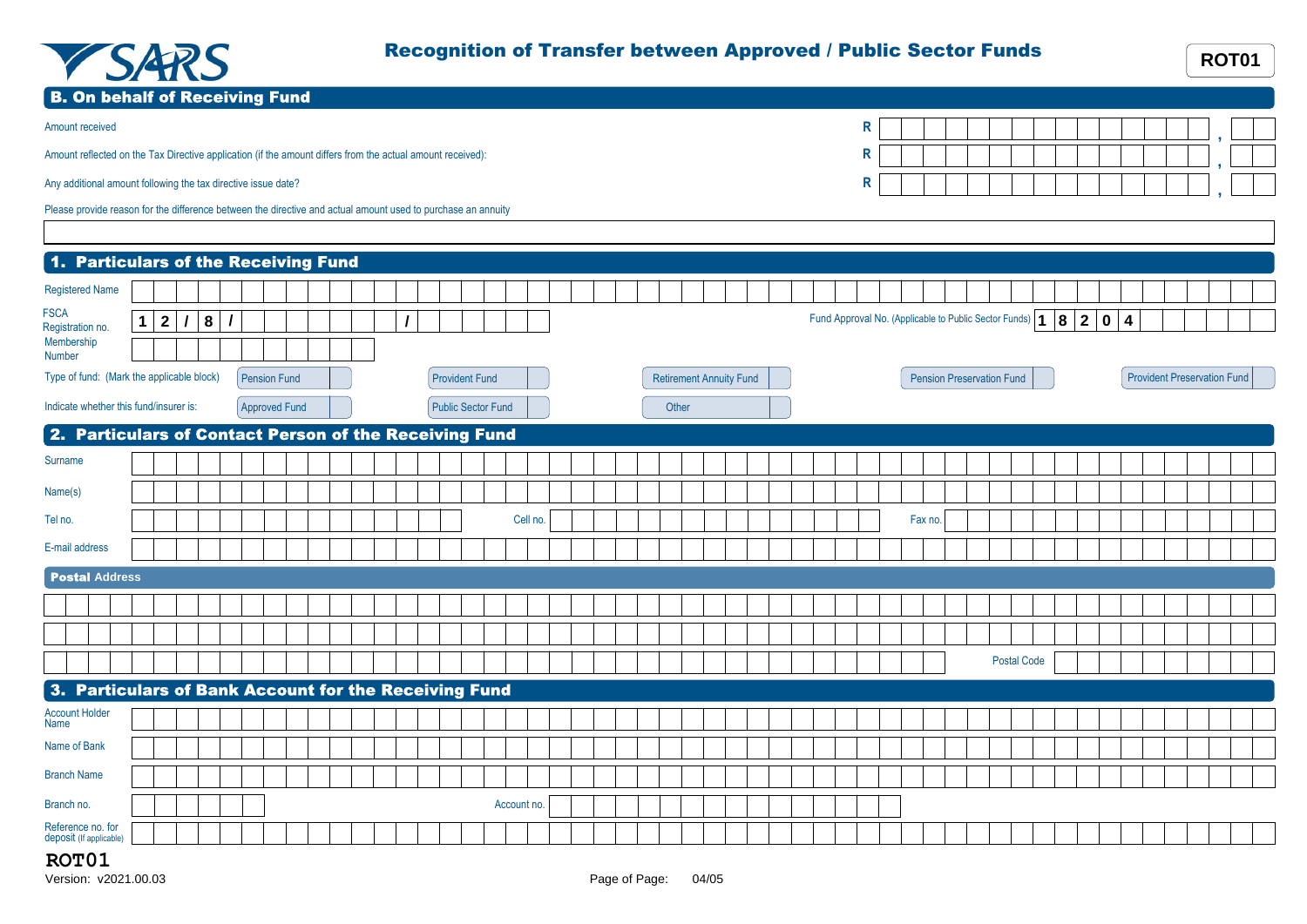# SARS — Recognition of Transfer between Approved / Public Sector Funds

**ROT01**

## B. On behalf of Receiving Fund

| | | |
|---|---|---|
| Amount received | R | , |
| Amount reflected on the Tax Directive application (if the amount differs from the actual amount received): | R | , |
| Any additional amount following the tax directive issue date? | R | , |

Please provide reason for the difference between the directive and actual amount used to purchase an annuity

## 1. Particulars of the Receiving Fund

| | |
|---|---|
| Registered Name | |
| FSCA Registration no. | 12/8/ / |
| Fund Approval No. (Applicable to Public Sector Funds) | 18204 |
| Membership Number | |

Type of fund: (Mark the applicable block)

- Pension Fund
- Provident Fund
- Retirement Annuity Fund
- Pension Preservation Fund
- Provident Preservation Fund

Indicate whether this fund/insurer is:

- Approved Fund
- Public Sector Fund
- Other

## 2. Particulars of Contact Person of the Receiving Fund

| | |
|---|---|
| Surname | |
| Name(s) | |
| Tel no. | |
| Cell no. | |
| Fax no. | |
| E-mail address | |

### Postal Address

| | |
|---|---|
| | |
| | |
| | Postal Code |

## 3. Particulars of Bank Account for the Receiving Fund

| | |
|---|---|
| Account Holder Name | |
| Name of Bank | |
| Branch Name | |
| Branch no. | |
| Account no. | |
| Reference no. for deposit (If applicable) | |

**ROT01**

Version: v2021.00.03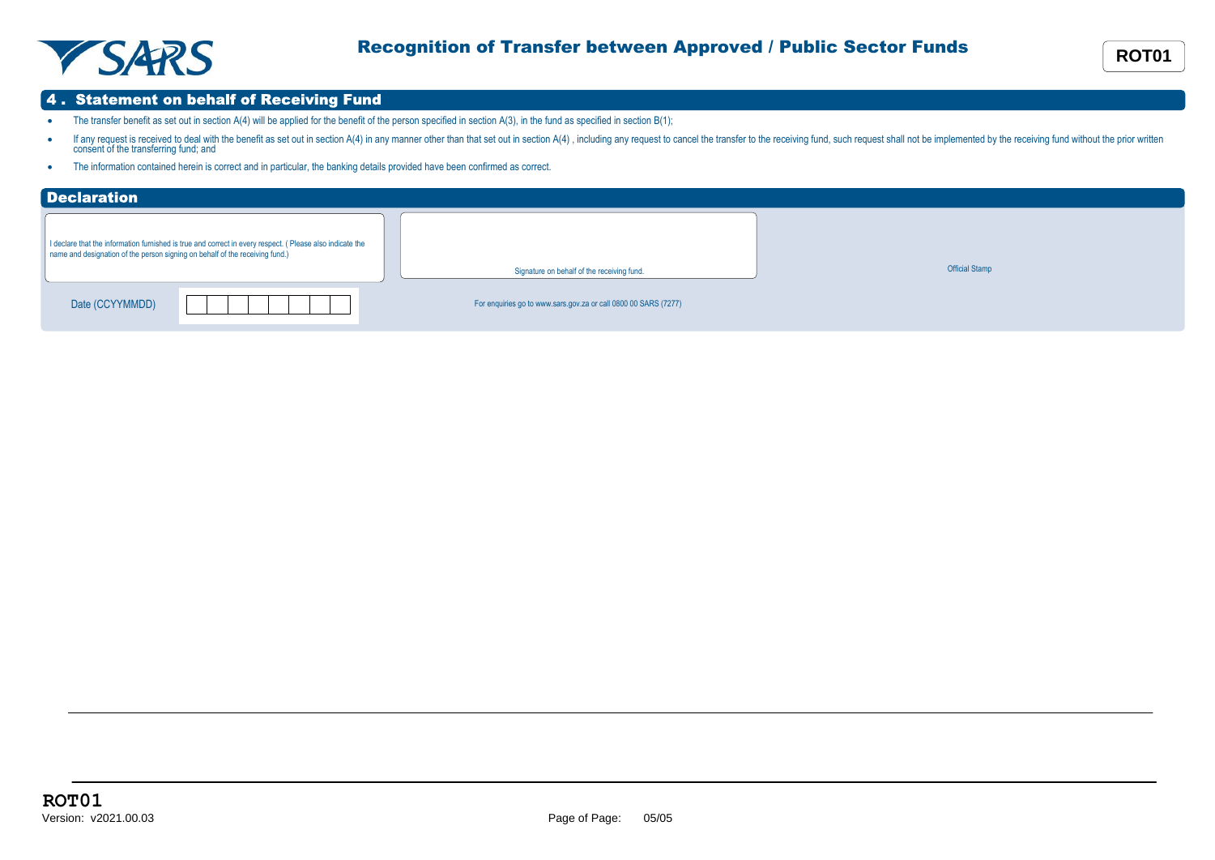# Recognition of Transfer between Approved / Public Sector Funds

ROT01

## 4 . Statement on behalf of Receiving Fund

- The transfer benefit as set out in section A(4) will be applied for the benefit of the person specified in section A(3), in the fund as specified in section B(1);
- If any request is received to deal with the benefit as set out in section A(4) in any manner other than that set out in section A(4) , including any request to cancel the transfer to the receiving fund, such request shall not be implemented by the receiving fund without the prior written consent of the transferring fund; and
- The information contained herein is correct and in particular, the banking details provided have been confirmed as correct.

## Declaration

I declare that the information furnished is true and correct in every respect. ( Please also indicate the name and designation of the person signing on behalf of the receiving fund.)

Signature on behalf of the receiving fund.

Official Stamp

Date (CCYYMMDD)

For enquiries go to www.sars.gov.za or call 0800 00 SARS (7277)

ROT01
Version: v2021.00.03